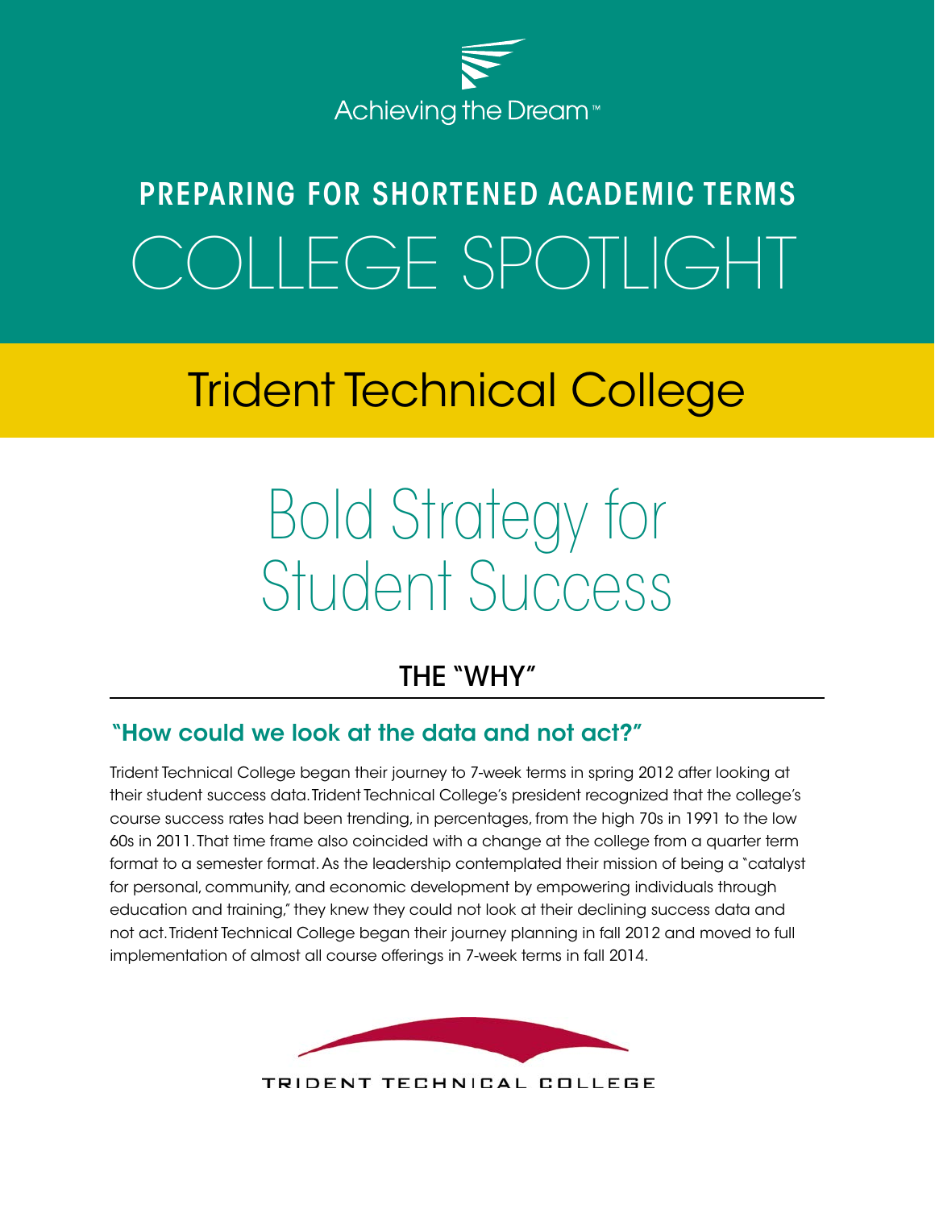Achieving the Dream™

# PREPARING FOR SHORTENED ACADEMIC TERMS

# COLLEGE SPOTLIGHT

## Trident Technical College

# Bold Strategy for Student Success

## THE "WHY"

### "How could we look at the data and not act?"

Trident Technical College began their journey to 7-week terms in spring 2012 after looking at their student success data. Trident Technical College's president recognized that the college's course success rates had been trending, in percentages, from the high 70s in 1991 to the low 60s in 2011. That time frame also coincided with a change at the college from a quarter term format to a semester format. As the leadership contemplated their mission of being a "catalyst for personal, community, and economic development by empowering individuals through education and training," they knew they could not look at their declining success data and not act. Trident Technical College began their journey planning in fall 2012 and moved to full implementation of almost all course offerings in 7-week terms in fall 2014.

TRIDENT TECHNICAL COLLEGE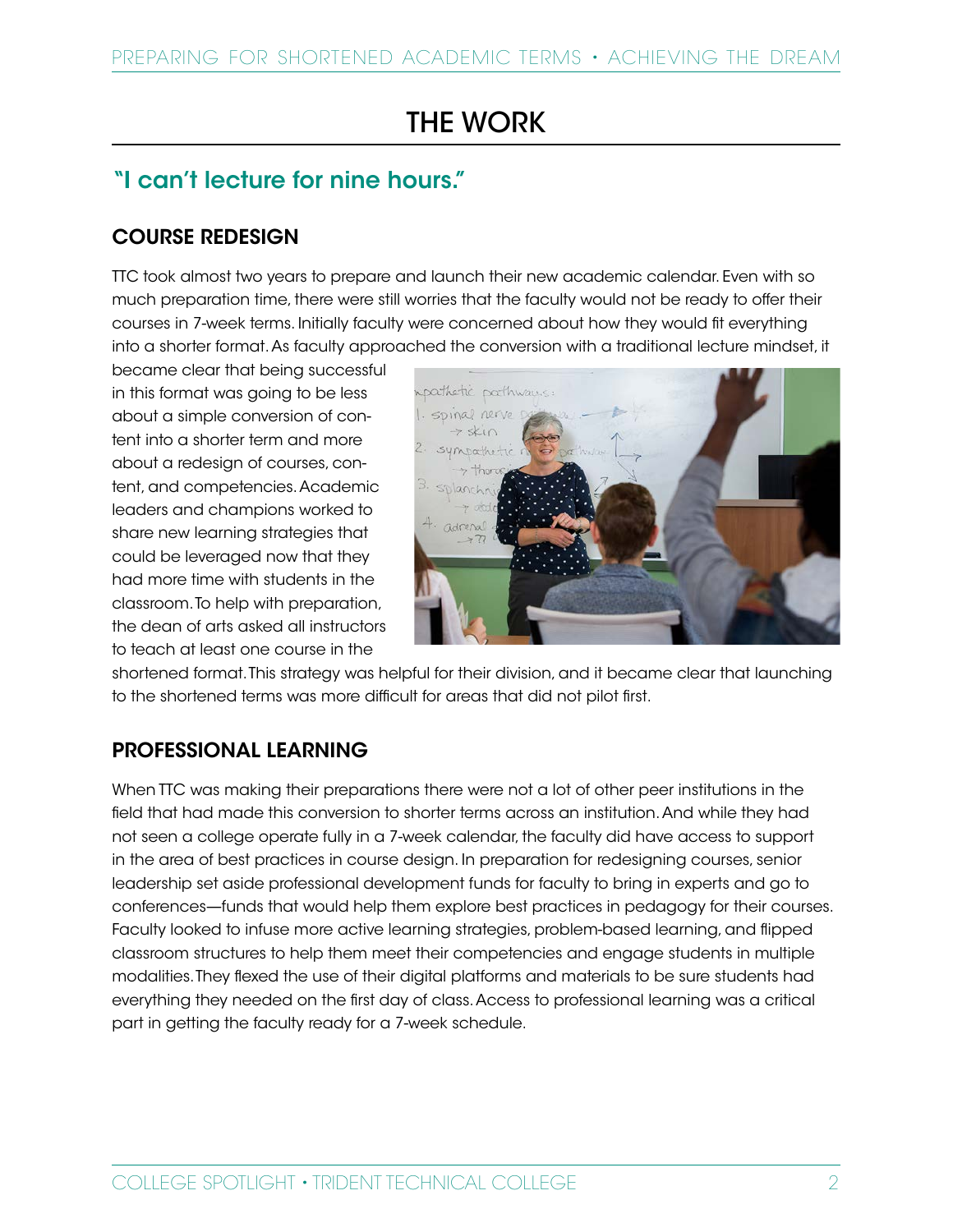# THE WORK

## "I can't lecture for nine hours."

### COURSE REDESIGN

TTC took almost two years to prepare and launch their new academic calendar. Even with so much preparation time, there were still worries that the faculty would not be ready to offer their courses in 7-week terms. Initially faculty were concerned about how they would fit everything into a shorter format. As faculty approached the conversion with a traditional lecture mindset, it became clear that being successful in this format was going to be less about a simple conversion of content into a shorter term and more about a redesign of courses, content, and competencies. Academic leaders and champions worked to share new learning strategies that could be leveraged now that they had more time with students in the classroom. To help with preparation, the dean of arts asked all instructors to teach at least one course in the shortened format. This strategy was helpful for their division, and it became clear that launching to the shortened terms was more difficult for areas that did not pilot first.

### PROFESSIONAL LEARNING

When TTC was making their preparations there were not a lot of other peer institutions in the field that had made this conversion to shorter terms across an institution. And while they had not seen a college operate fully in a 7-week calendar, the faculty did have access to support in the area of best practices in course design. In preparation for redesigning courses, senior leadership set aside professional development funds for faculty to bring in experts and go to conferences—funds that would help them explore best practices in pedagogy for their courses. Faculty looked to infuse more active learning strategies, problem-based learning, and flipped classroom structures to help them meet their competencies and engage students in multiple modalities. They flexed the use of their digital platforms and materials to be sure students had everything they needed on the first day of class. Access to professional learning was a critical part in getting the faculty ready for a 7-week schedule.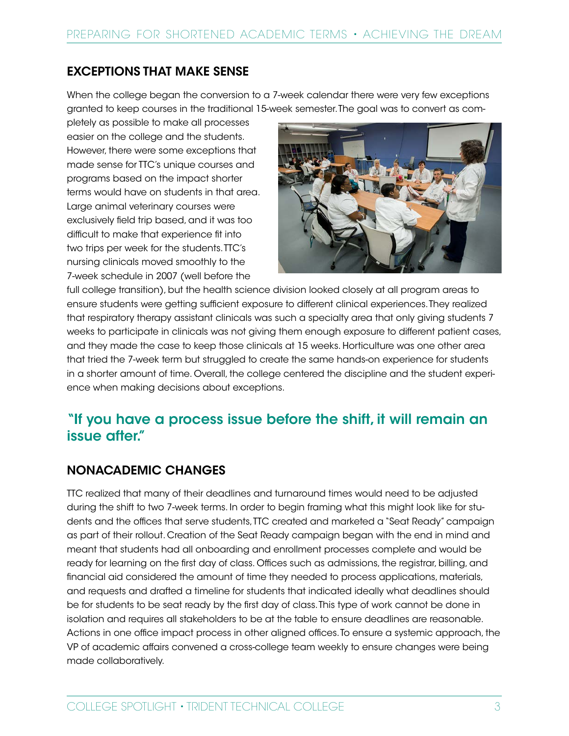## EXCEPTIONS THAT MAKE SENSE

When the college began the conversion to a 7-week calendar there were very few exceptions granted to keep courses in the traditional 15-week semester. The goal was to convert as completely as possible to make all processes easier on the college and the students. However, there were some exceptions that made sense for TTC's unique courses and programs based on the impact shorter terms would have on students in that area. Large animal veterinary courses were exclusively field trip based, and it was too difficult to make that experience fit into two trips per week for the students. TTC's nursing clinicals moved smoothly to the 7-week schedule in 2007 (well before the full college transition), but the health science division looked closely at all program areas to ensure students were getting sufficient exposure to different clinical experiences. They realized that respiratory therapy assistant clinicals was such a specialty area that only giving students 7 weeks to participate in clinicals was not giving them enough exposure to different patient cases, and they made the case to keep those clinicals at 15 weeks. Horticulture was one other area that tried the 7-week term but struggled to create the same hands-on experience for students in a shorter amount of time. Overall, the college centered the discipline and the student experience when making decisions about exceptions.

### "If you have a process issue before the shift, it will remain an issue after."

## NONACADEMIC CHANGES

TTC realized that many of their deadlines and turnaround times would need to be adjusted during the shift to two 7-week terms. In order to begin framing what this might look like for students and the offices that serve students, TTC created and marketed a "Seat Ready" campaign as part of their rollout. Creation of the Seat Ready campaign began with the end in mind and meant that students had all onboarding and enrollment processes complete and would be ready for learning on the first day of class. Offices such as admissions, the registrar, billing, and financial aid considered the amount of time they needed to process applications, materials, and requests and drafted a timeline for students that indicated ideally what deadlines should be for students to be seat ready by the first day of class. This type of work cannot be done in isolation and requires all stakeholders to be at the table to ensure deadlines are reasonable. Actions in one office impact process in other aligned offices. To ensure a systemic approach, the VP of academic affairs convened a cross-college team weekly to ensure changes were being made collaboratively.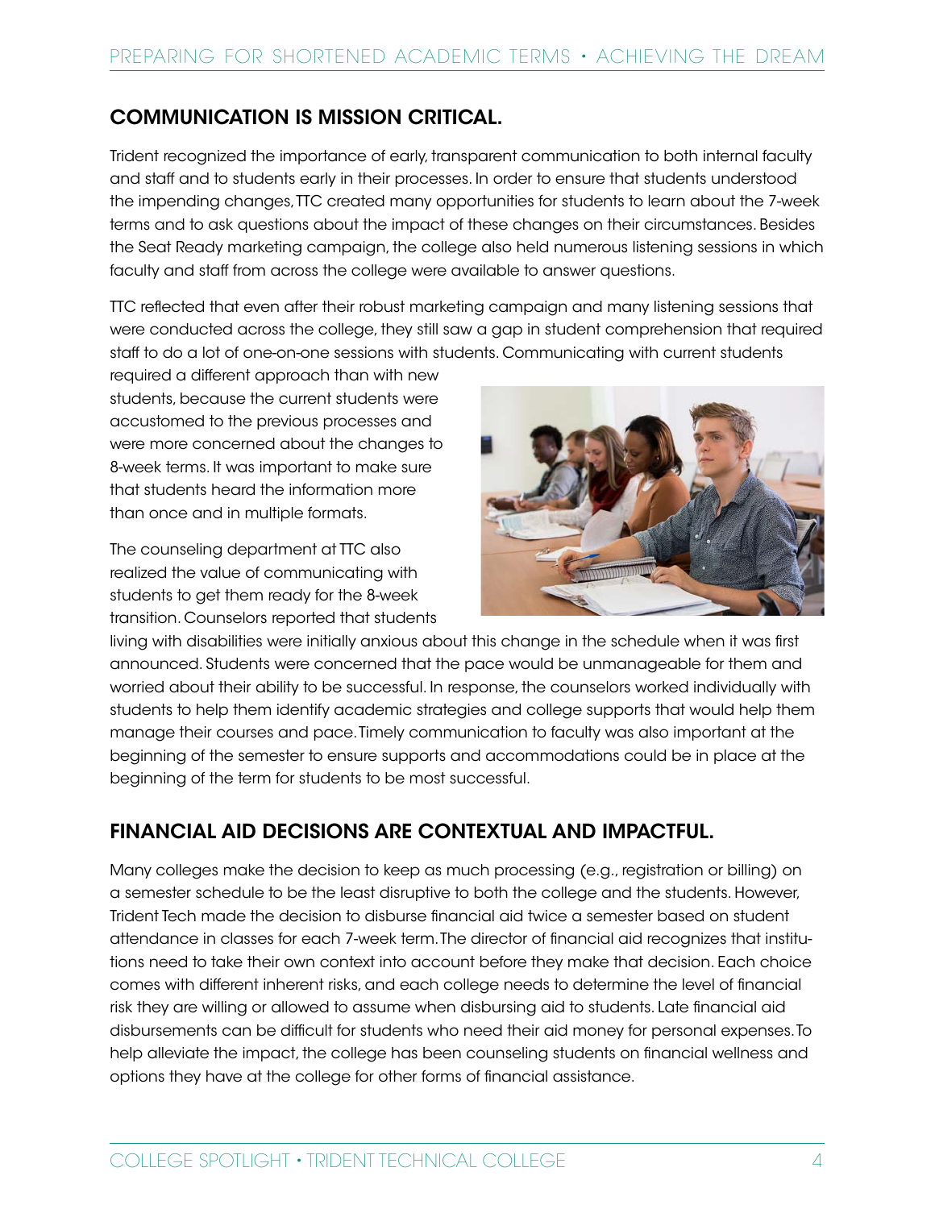## COMMUNICATION IS MISSION CRITICAL.

Trident recognized the importance of early, transparent communication to both internal faculty and staff and to students early in their processes. In order to ensure that students understood the impending changes, TTC created many opportunities for students to learn about the 7-week terms and to ask questions about the impact of these changes on their circumstances. Besides the Seat Ready marketing campaign, the college also held numerous listening sessions in which faculty and staff from across the college were available to answer questions.

TTC reflected that even after their robust marketing campaign and many listening sessions that were conducted across the college, they still saw a gap in student comprehension that required staff to do a lot of one-on-one sessions with students. Communicating with current students required a different approach than with new students, because the current students were accustomed to the previous processes and were more concerned about the changes to 8-week terms. It was important to make sure that students heard the information more than once and in multiple formats.

The counseling department at TTC also realized the value of communicating with students to get them ready for the 8-week transition. Counselors reported that students living with disabilities were initially anxious about this change in the schedule when it was first announced. Students were concerned that the pace would be unmanageable for them and worried about their ability to be successful. In response, the counselors worked individually with students to help them identify academic strategies and college supports that would help them manage their courses and pace. Timely communication to faculty was also important at the beginning of the semester to ensure supports and accommodations could be in place at the beginning of the term for students to be most successful.

## FINANCIAL AID DECISIONS ARE CONTEXTUAL AND IMPACTFUL.

Many colleges make the decision to keep as much processing (e.g., registration or billing) on a semester schedule to be the least disruptive to both the college and the students. However, Trident Tech made the decision to disburse financial aid twice a semester based on student attendance in classes for each 7-week term. The director of financial aid recognizes that institutions need to take their own context into account before they make that decision. Each choice comes with different inherent risks, and each college needs to determine the level of financial risk they are willing or allowed to assume when disbursing aid to students. Late financial aid disbursements can be difficult for students who need their aid money for personal expenses. To help alleviate the impact, the college has been counseling students on financial wellness and options they have at the college for other forms of financial assistance.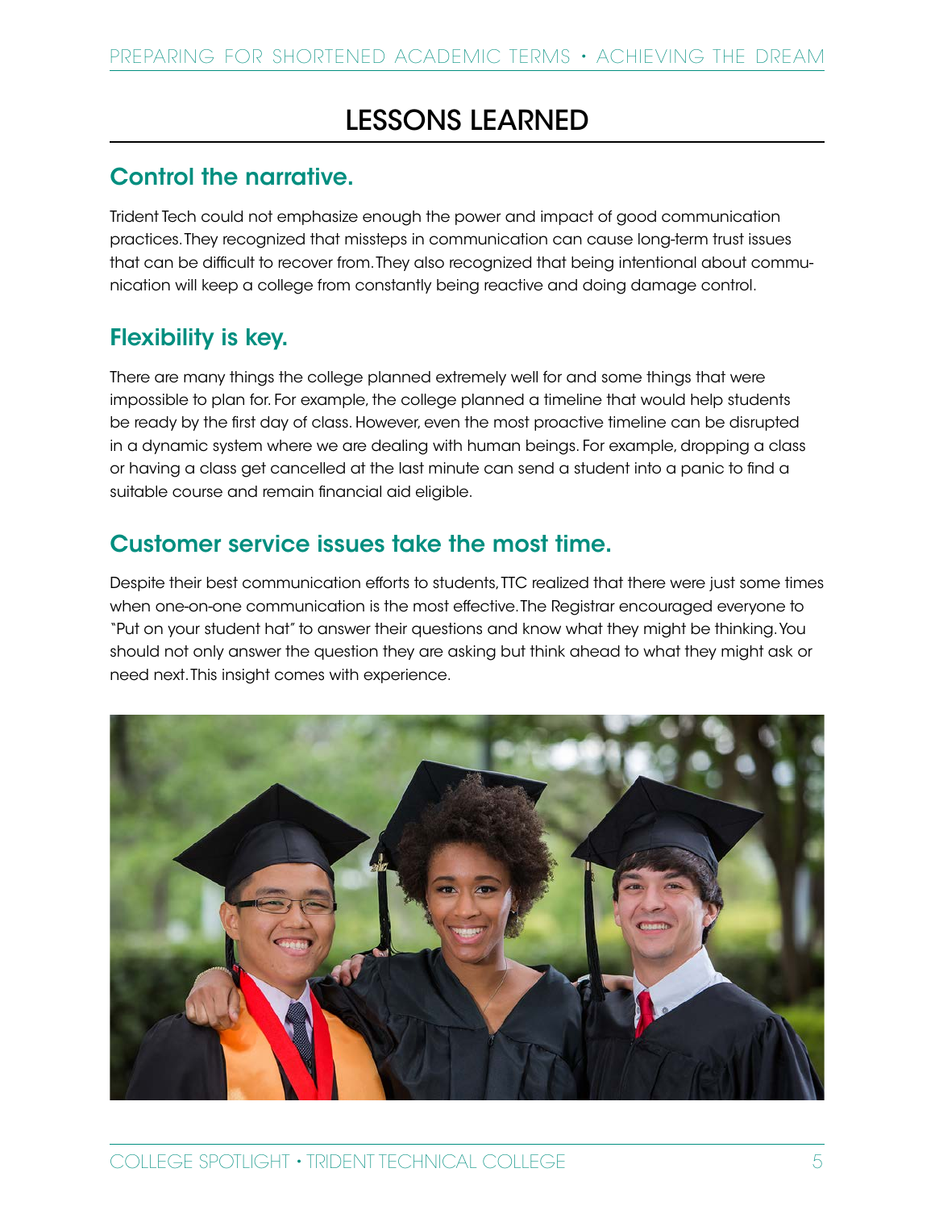# LESSONS LEARNED

## Control the narrative.

Trident Tech could not emphasize enough the power and impact of good communication practices. They recognized that missteps in communication can cause long-term trust issues that can be difficult to recover from. They also recognized that being intentional about communication will keep a college from constantly being reactive and doing damage control.

## Flexibility is key.

There are many things the college planned extremely well for and some things that were impossible to plan for. For example, the college planned a timeline that would help students be ready by the first day of class. However, even the most proactive timeline can be disrupted in a dynamic system where we are dealing with human beings. For example, dropping a class or having a class get cancelled at the last minute can send a student into a panic to find a suitable course and remain financial aid eligible.

## Customer service issues take the most time.

Despite their best communication efforts to students, TTC realized that there were just some times when one-on-one communication is the most effective. The Registrar encouraged everyone to "Put on your student hat" to answer their questions and know what they might be thinking. You should not only answer the question they are asking but think ahead to what they might ask or need next. This insight comes with experience.